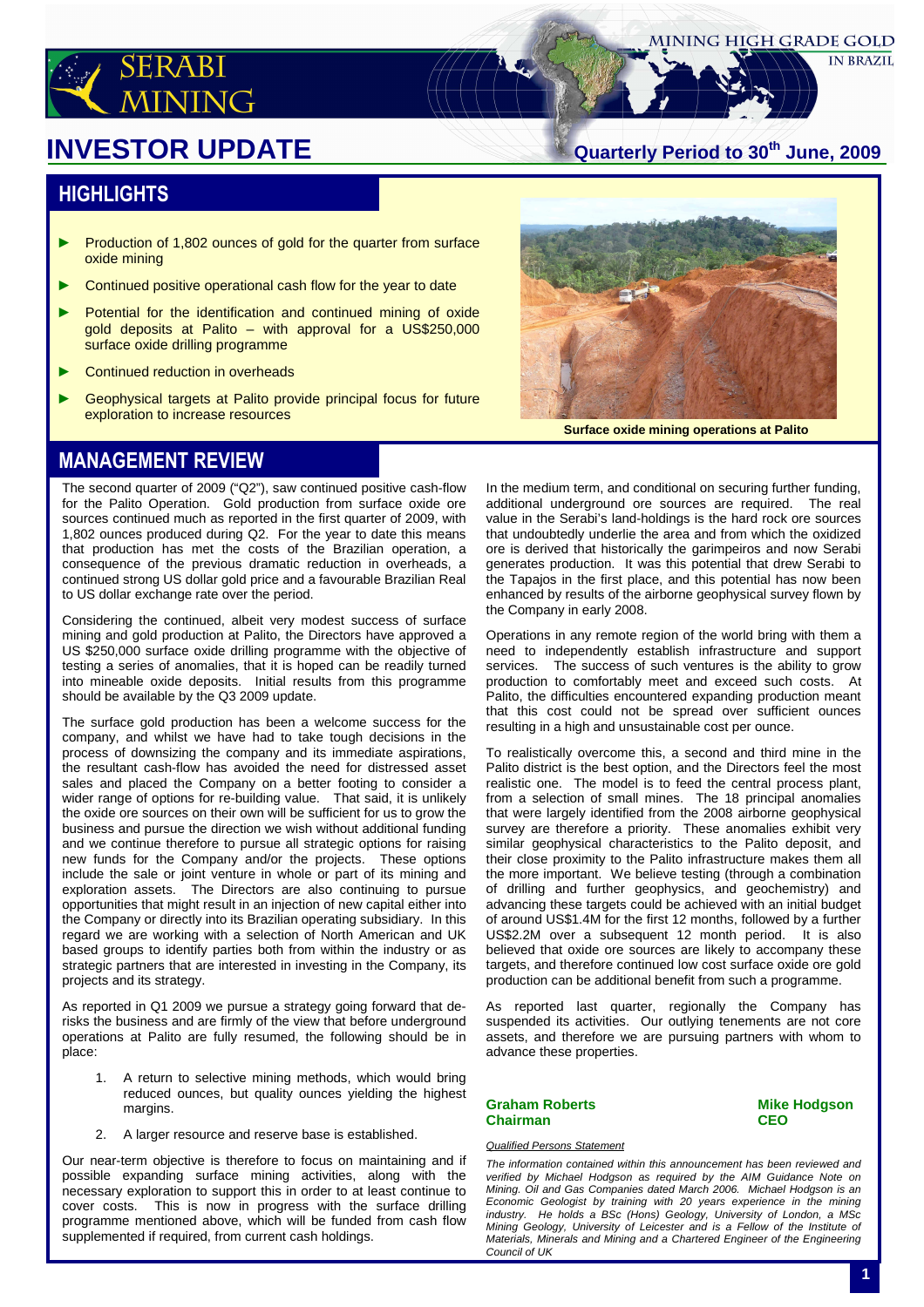# SERABI MINING

MINING HIGH GRADE GOLD IN BRAZIL

# INVESTOR UPDATE

**Quarterly Period to 30th June, 2009**

## HIGHLIGHTS

- Production of 1,802 ounces of gold for the quarter from surface oxide mining
- Continued positive operational cash flow for the year to date
- Potential for the identification and continued mining of oxide gold deposits at Palito – with approval for a US$250,000 surface oxide drilling programme
- Continued reduction in overheads
- Geophysical targets at Palito provide principal focus for future exploration to increase resources

**Surface oxide mining operations at Palito**

## MANAGEMENT REVIEW

The second quarter of 2009 ("Q2"), saw continued positive cash-flow for the Palito Operation. Gold production from surface oxide ore sources continued much as reported in the first quarter of 2009, with 1,802 ounces produced during Q2. For the year to date this means that production has met the costs of the Brazilian operation, a consequence of the previous dramatic reduction in overheads, a continued strong US dollar gold price and a favourable Brazilian Real to US dollar exchange rate over the period.

Considering the continued, albeit very modest success of surface mining and gold production at Palito, the Directors have approved a US $250,000 surface oxide drilling programme with the objective of testing a series of anomalies, that it is hoped can be readily turned into mineable oxide deposits. Initial results from this programme should be available by the Q3 2009 update.

The surface gold production has been a welcome success for the company, and whilst we have had to take tough decisions in the process of downsizing the company and its immediate aspirations, the resultant cash-flow has avoided the need for distressed asset sales and placed the Company on a better footing to consider a wider range of options for re-building value. That said, it is unlikely the oxide ore sources on their own will be sufficient for us to grow the business and pursue the direction we wish without additional funding and we continue therefore to pursue all strategic options for raising new funds for the Company and/or the projects. These options include the sale or joint venture in whole or part of its mining and exploration assets. The Directors are also continuing to pursue opportunities that might result in an injection of new capital either into the Company or directly into its Brazilian operating subsidiary. In this regard we are working with a selection of North American and UK based groups to identify parties both from within the industry or as strategic partners that are interested in investing in the Company, its projects and its strategy.

As reported in Q1 2009 we pursue a strategy going forward that de-risks the business and are firmly of the view that before underground operations at Palito are fully resumed, the following should be in place:

1. A return to selective mining methods, which would bring reduced ounces, but quality ounces yielding the highest margins.
2. A larger resource and reserve base is established.

Our near-term objective is therefore to focus on maintaining and if possible expanding surface mining activities, along with the necessary exploration to support this in order to at least continue to cover costs. This is now in progress with the surface drilling programme mentioned above, which will be funded from cash flow supplemented if required, from current cash holdings.

In the medium term, and conditional on securing further funding, additional underground ore sources are required. The real value in the Serabi's land-holdings is the hard rock ore sources that undoubtedly underlie the area and from which the oxidized ore is derived that historically the garimpeiros and now Serabi generates production. It was this potential that drew Serabi to the Tapajos in the first place, and this potential has now been enhanced by results of the airborne geophysical survey flown by the Company in early 2008.

Operations in any remote region of the world bring with them a need to independently establish infrastructure and support services. The success of such ventures is the ability to grow production to comfortably meet and exceed such costs. At Palito, the difficulties encountered expanding production meant that this cost could not be spread over sufficient ounces resulting in a high and unsustainable cost per ounce.

To realistically overcome this, a second and third mine in the Palito district is the best option, and the Directors feel the most realistic one. The model is to feed the central process plant, from a selection of small mines. The 18 principal anomalies that were largely identified from the 2008 airborne geophysical survey are therefore a priority. These anomalies exhibit very similar geophysical characteristics to the Palito deposit, and their close proximity to the Palito infrastructure makes them all the more important. We believe testing (through a combination of drilling and further geophysics, and geochemistry) and advancing these targets could be achieved with an initial budget of around US$1.4M for the first 12 months, followed by a further US$2.2M over a subsequent 12 month period. It is also believed that oxide ore sources are likely to accompany these targets, and therefore continued low cost surface oxide ore gold production can be additional benefit from such a programme.

As reported last quarter, regionally the Company has suspended its activities. Our outlying tenements are not core assets, and therefore we are pursuing partners with whom to advance these properties.

**Graham Roberts**
**Chairman**

**Mike Hodgson**
**CEO**

*Qualified Persons Statement*

*The information contained within this announcement has been reviewed and verified by Michael Hodgson as required by the AIM Guidance Note on Mining. Oil and Gas Companies dated March 2006. Michael Hodgson is an Economic Geologist by training with 20 years experience in the mining industry. He holds a BSc (Hons) Geology, University of London, a MSc Mining Geology, University of Leicester and is a Fellow of the Institute of Materials, Minerals and Mining and a Chartered Engineer of the Engineering Council of UK*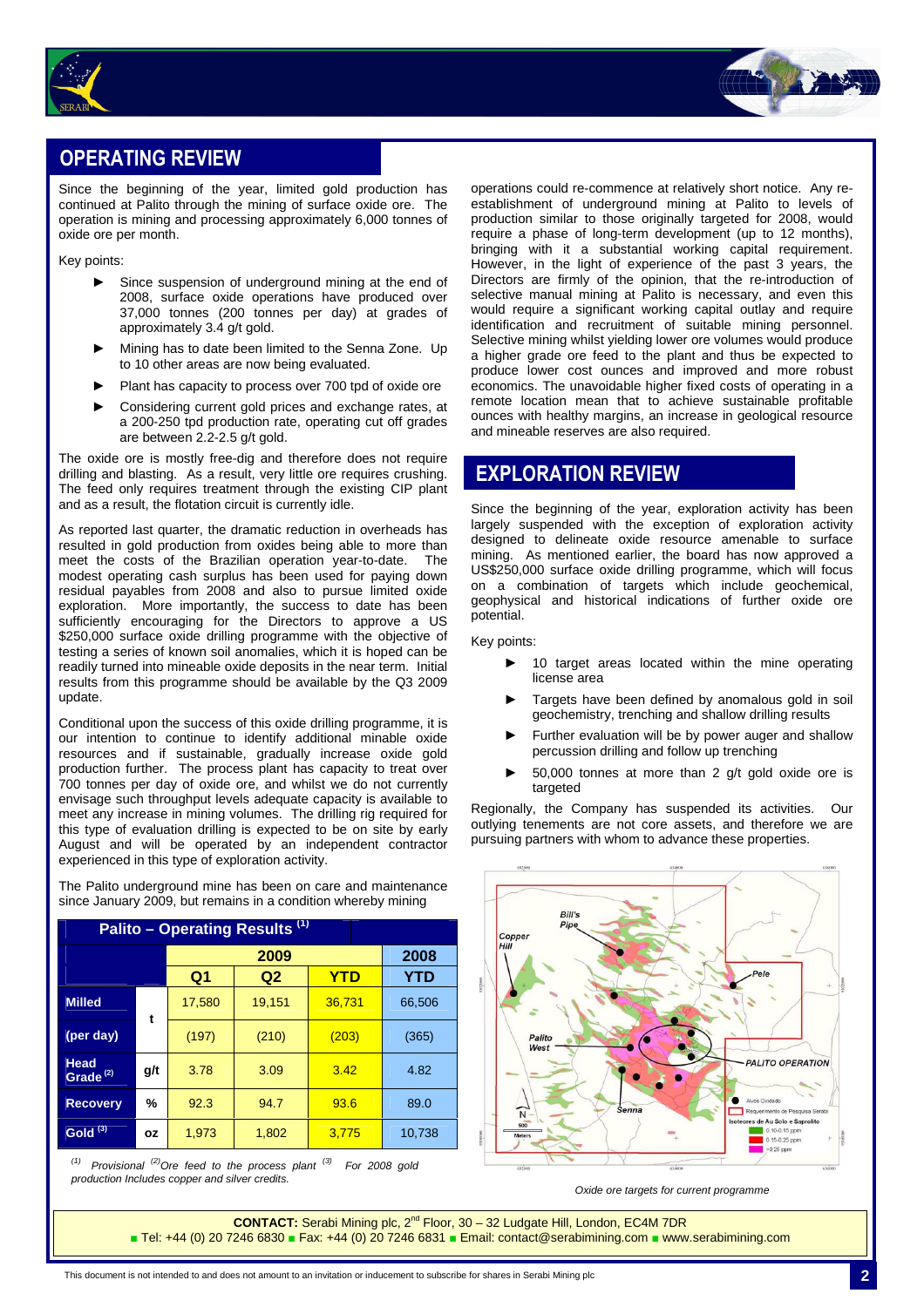## OPERATING REVIEW

Since the beginning of the year, limited gold production has continued at Palito through the mining of surface oxide ore. The operation is mining and processing approximately 6,000 tonnes of oxide ore per month.

Key points:

- Since suspension of underground mining at the end of 2008, surface oxide operations have produced over 37,000 tonnes (200 tonnes per day) at grades of approximately 3.4 g/t gold.
- Mining has to date been limited to the Senna Zone. Up to 10 other areas are now being evaluated.
- Plant has capacity to process over 700 tpd of oxide ore
- Considering current gold prices and exchange rates, at a 200-250 tpd production rate, operating cut off grades are between 2.2-2.5 g/t gold.

The oxide ore is mostly free-dig and therefore does not require drilling and blasting. As a result, very little ore requires crushing. The feed only requires treatment through the existing CIP plant and as a result, the flotation circuit is currently idle.

As reported last quarter, the dramatic reduction in overheads has resulted in gold production from oxides being able to more than meet the costs of the Brazilian operation year-to-date. The modest operating cash surplus has been used for paying down residual payables from 2008 and also to pursue limited oxide exploration. More importantly, the success to date has been sufficiently encouraging for the Directors to approve a US $250,000 surface oxide drilling programme with the objective of testing a series of known soil anomalies, which it is hoped can be readily turned into mineable oxide deposits in the near term. Initial results from this programme should be available by the Q3 2009 update.

Conditional upon the success of this oxide drilling programme, it is our intention to continue to identify additional minable oxide resources and if sustainable, gradually increase oxide gold production further. The process plant has capacity to treat over 700 tonnes per day of oxide ore, and whilst we do not currently envisage such throughput levels adequate capacity is available to meet any increase in mining volumes. The drilling rig required for this type of evaluation drilling is expected to be on site by early August and will be operated by an independent contractor experienced in this type of exploration activity.

The Palito underground mine has been on care and maintenance since January 2009, but remains in a condition whereby mining operations could re-commence at relatively short notice. Any re-establishment of underground mining at Palito to levels of production similar to those originally targeted for 2008, would require a phase of long-term development (up to 12 months), bringing with it a substantial working capital requirement. However, in the light of experience of the past 3 years, the Directors are firmly of the opinion, that the re-introduction of selective manual mining at Palito is necessary, and even this would require a significant working capital outlay and require identification and recruitment of suitable mining personnel. Selective mining whilst yielding lower ore volumes would produce a higher grade ore feed to the plant and thus be expected to produce lower cost ounces and improved and more robust economics. The unavoidable higher fixed costs of operating in a remote location mean that to achieve sustainable profitable ounces with healthy margins, an increase in geological resource and mineable reserves are also required.

**Palito – Operating Results [1]**

| | | 2009 | | | 2008 |
|---|---|---|---|---|---|
| | | Q1 | Q2 | YTD | YTD |
| Milled | t | 17,580 | 19,151 | 36,731 | 66,506 |
| (per day) | | (197) | (210) | (203) | (365) |
| Head Grade [2] | g/t | 3.78 | 3.09 | 3.42 | 4.82 |
| Recovery | % | 92.3 | 94.7 | 93.6 | 89.0 |
| Gold [3] | oz | 1,973 | 1,802 | 3,775 | 10,738 |

*[1] Provisional [2] Ore feed to the process plant [3] For 2008 gold production Includes copper and silver credits.*

## EXPLORATION REVIEW

Since the beginning of the year, exploration activity has been largely suspended with the exception of exploration activity designed to delineate oxide resource amenable to surface mining. As mentioned earlier, the board has now approved a US$250,000 surface oxide drilling programme, which will focus on a combination of targets which include geochemical, geophysical and historical indications of further oxide ore potential.

Key points:

- 10 target areas located within the mine operating license area
- Targets have been defined by anomalous gold in soil geochemistry, trenching and shallow drilling results
- Further evaluation will be by power auger and shallow percussion drilling and follow up trenching
- 50,000 tonnes at more than 2 g/t gold oxide ore is targeted

Regionally, the Company has suspended its activities. Our outlying tenements are not core assets, and therefore we are pursuing partners with whom to advance these properties.

Bill's Pipe
Copper Hill
Pele
Palito West
PALITO OPERATION
Senna
N
500
Meters
Alvos Oxidado
Requerimento de Pesquisa Serabi
Isoteores de Au Solo e Saprolito
0.10-0.15 ppm
0.15-0.25 ppm
>0.25 ppm

*Oxide ore targets for current programme*

**CONTACT:** Serabi Mining plc, 2nd Floor, 30 – 32 Ludgate Hill, London, EC4M 7DR
Tel: +44 (0) 20 7246 6830 ■ Fax: +44 (0) 20 7246 6831 ■ Email: contact@serabimining.com ■ www.serabimining.com

This document is not intended to and does not amount to an invitation or inducement to subscribe for shares in Serabi Mining plc